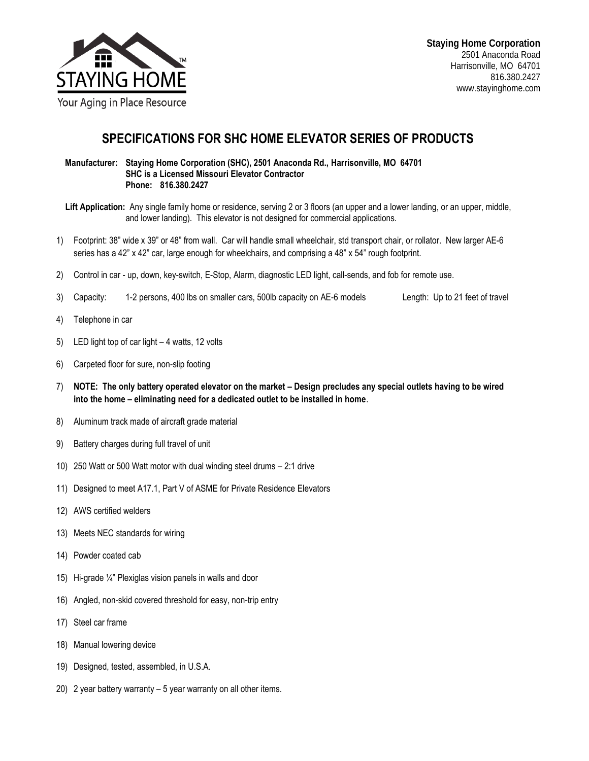STAYING HOME™

Your Aging in Place Resource

**Staying Home Corporation**
2501 Anaconda Road
Harrisonville, MO 64701
816.380.2427
www.stayinghome.com

# SPECIFICATIONS FOR SHC HOME ELEVATOR SERIES OF PRODUCTS

**Manufacturer: Staying Home Corporation (SHC), 2501 Anaconda Rd., Harrisonville, MO 64701**
**SHC is a Licensed Missouri Elevator Contractor**
**Phone: 816.380.2427**

**Lift Application:** Any single family home or residence, serving 2 or 3 floors (an upper and a lower landing, or an upper, middle, and lower landing). This elevator is not designed for commercial applications.

1) Footprint: 38" wide x 39" or 48" from wall. Car will handle small wheelchair, std transport chair, or rollator. New larger AE-6 series has a 42" x 42" car, large enough for wheelchairs, and comprising a 48" x 54" rough footprint.
2) Control in car - up, down, key-switch, E-Stop, Alarm, diagnostic LED light, call-sends, and fob for remote use.
3) Capacity: 1-2 persons, 400 lbs on smaller cars, 500lb capacity on AE-6 models    Length: Up to 21 feet of travel
4) Telephone in car
5) LED light top of car light – 4 watts, 12 volts
6) Carpeted floor for sure, non-slip footing
7) **NOTE: The only battery operated elevator on the market – Design precludes any special outlets having to be wired into the home – eliminating need for a dedicated outlet to be installed in home**.
8) Aluminum track made of aircraft grade material
9) Battery charges during full travel of unit
10) 250 Watt or 500 Watt motor with dual winding steel drums – 2:1 drive
11) Designed to meet A17.1, Part V of ASME for Private Residence Elevators
12) AWS certified welders
13) Meets NEC standards for wiring
14) Powder coated cab
15) Hi-grade ¼" Plexiglas vision panels in walls and door
16) Angled, non-skid covered threshold for easy, non-trip entry
17) Steel car frame
18) Manual lowering device
19) Designed, tested, assembled, in U.S.A.
20) 2 year battery warranty – 5 year warranty on all other items.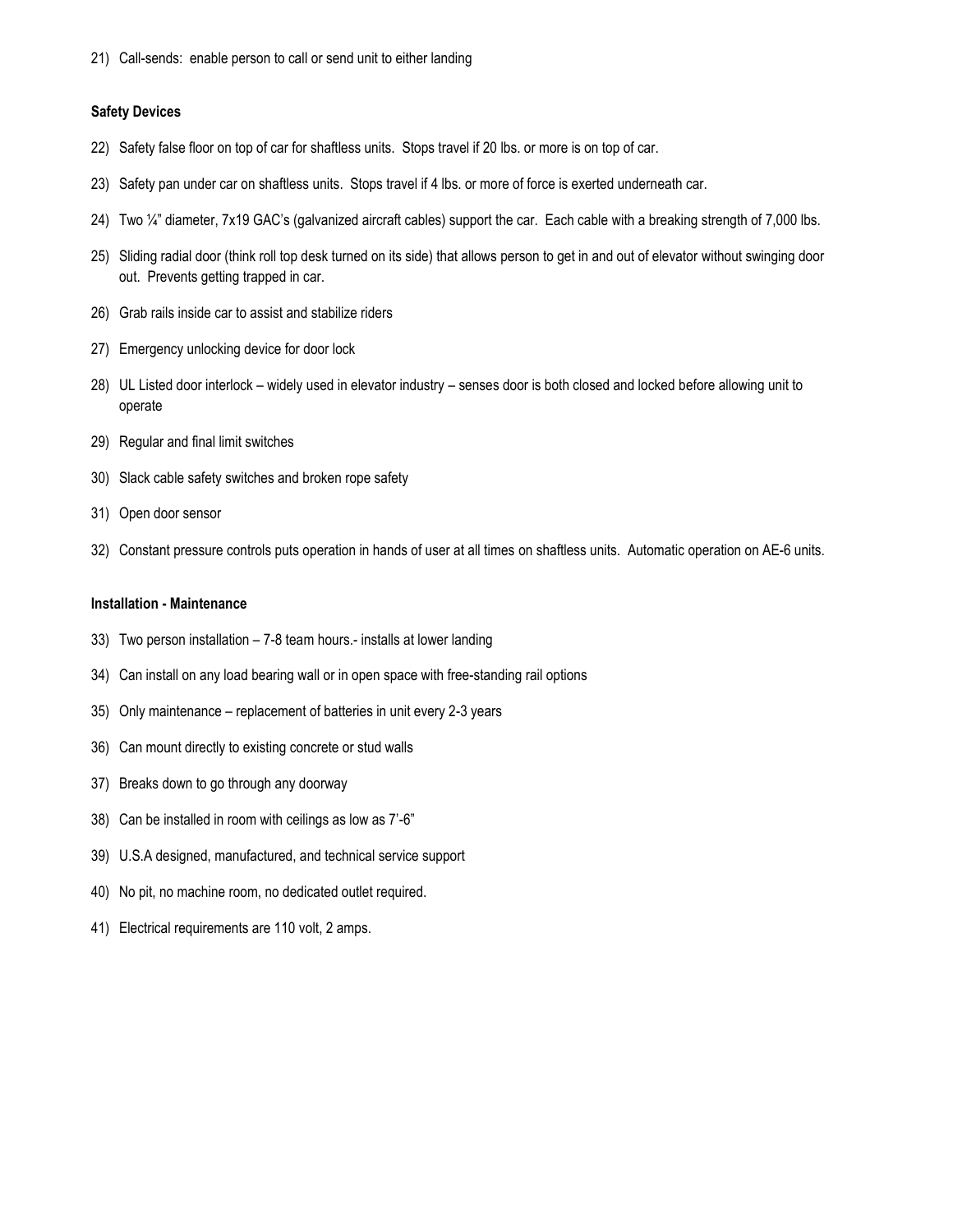21) Call-sends: enable person to call or send unit to either landing

**Safety Devices**

22) Safety false floor on top of car for shaftless units. Stops travel if 20 lbs. or more is on top of car.

23) Safety pan under car on shaftless units. Stops travel if 4 lbs. or more of force is exerted underneath car.

24) Two ¼" diameter, 7x19 GAC's (galvanized aircraft cables) support the car. Each cable with a breaking strength of 7,000 lbs.

25) Sliding radial door (think roll top desk turned on its side) that allows person to get in and out of elevator without swinging door out. Prevents getting trapped in car.

26) Grab rails inside car to assist and stabilize riders

27) Emergency unlocking device for door lock

28) UL Listed door interlock – widely used in elevator industry – senses door is both closed and locked before allowing unit to operate

29) Regular and final limit switches

30) Slack cable safety switches and broken rope safety

31) Open door sensor

32) Constant pressure controls puts operation in hands of user at all times on shaftless units. Automatic operation on AE-6 units.

**Installation - Maintenance**

33) Two person installation – 7-8 team hours.- installs at lower landing

34) Can install on any load bearing wall or in open space with free-standing rail options

35) Only maintenance – replacement of batteries in unit every 2-3 years

36) Can mount directly to existing concrete or stud walls

37) Breaks down to go through any doorway

38) Can be installed in room with ceilings as low as 7'-6"

39) U.S.A designed, manufactured, and technical service support

40) No pit, no machine room, no dedicated outlet required.

41) Electrical requirements are 110 volt, 2 amps.